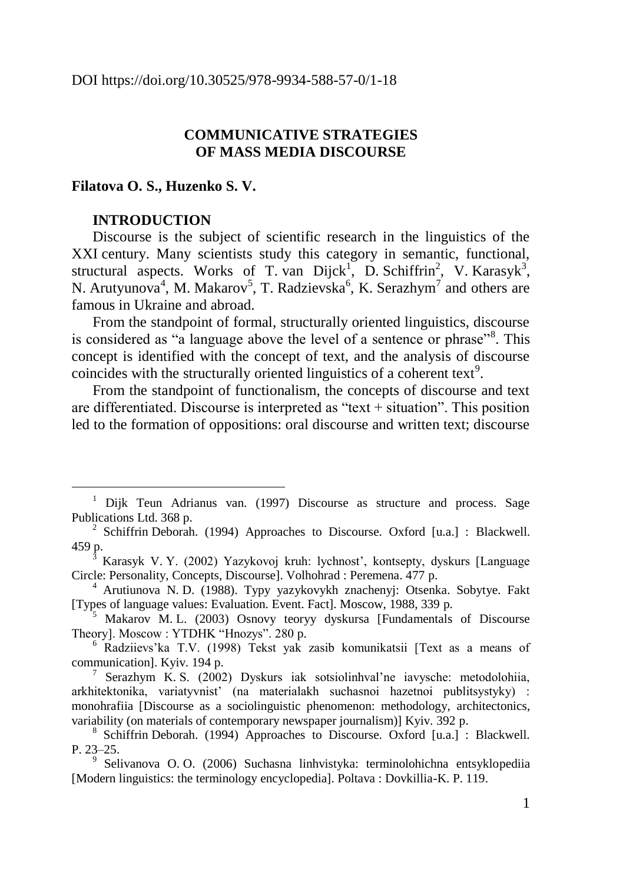DOI https://doi.org/10.30525/978-9934-588-57-0/1-18

# COMMUNICATIVE STRATEGIES OF MASS MEDIA DISCOURSE

**Filatova O. S., Huzenko S. V.**

## INTRODUCTION

Discourse is the subject of scientific research in the linguistics of the XXI century. Many scientists study this category in semantic, functional, structural aspects. Works of T. van Dijck[1], D. Schiffrin[2], V. Karasyk[3], N. Arutyunova[4], M. Makarov[5], T. Radzievska[6], K. Serazhym[7] and others are famous in Ukraine and abroad.

From the standpoint of formal, structurally oriented linguistics, discourse is considered as "a language above the level of a sentence or phrase"[8]. This concept is identified with the concept of text, and the analysis of discourse coincides with the structurally oriented linguistics of a coherent text[9].

From the standpoint of functionalism, the concepts of discourse and text are differentiated. Discourse is interpreted as "text + situation". This position led to the formation of oppositions: oral discourse and written text; discourse

---

[1] Dijk Teun Adrianus van. (1997) Discourse as structure and process. Sage Publications Ltd. 368 p.

[2] Schiffrin Deborah. (1994) Approaches to Discourse. Oxford [u.a.] : Blackwell. 459 p.

[3] Karasyk V. Y. (2002) Yazykovoj kruh: lychnost', kontsepty, dyskurs [Language Circle: Personality, Concepts, Discourse]. Volhohrad : Peremena. 477 p.

[4] Arutiunova N. D. (1988). Typy yazykovykh znachenyj: Otsenka. Sobytye. Fakt [Types of language values: Evaluation. Event. Fact]. Moscow, 1988, 339 p.

[5] Makarov M. L. (2003) Osnovy teoryy dyskursa [Fundamentals of Discourse Theory]. Moscow : YTDHK "Hnozys". 280 p.

[6] Radziievs'ka T.V. (1998) Tekst yak zasib komunikatsii [Text as a means of communication]. Kyiv. 194 p.

[7] Serazhym K. S. (2002) Dyskurs iak sotsiolinhval'ne iavysche: metodolohiia, arkhitektonika, variatyvnist' (na materialakh suchasnoi hazetnoi publitsystyky) : monohrafiia [Discourse as a sociolinguistic phenomenon: methodology, architectonics, variability (on materials of contemporary newspaper journalism)] Kyiv. 392 p.

[8] Schiffrin Deborah. (1994) Approaches to Discourse. Oxford [u.a.] : Blackwell. P. 23–25.

[9] Selivanova O. O. (2006) Suchasna linhvistyka: terminolohichna entsyklopediia [Modern linguistics: the terminology encyclopedia]. Poltava : Dovkillia-K. P. 119.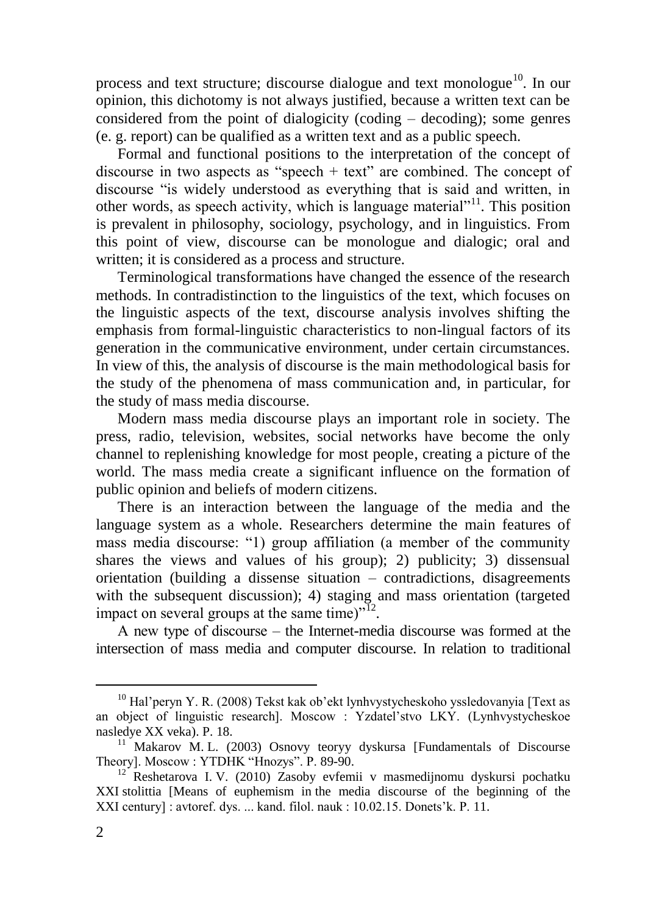process and text structure; discourse dialogue and text monologue[10]. In our opinion, this dichotomy is not always justified, because a written text can be considered from the point of dialogicity (coding – decoding); some genres (e. g. report) can be qualified as a written text and as a public speech.

Formal and functional positions to the interpretation of the concept of discourse in two aspects as "speech + text" are combined. The concept of discourse "is widely understood as everything that is said and written, in other words, as speech activity, which is language material"[11]. This position is prevalent in philosophy, sociology, psychology, and in linguistics. From this point of view, discourse can be monologue and dialogic; oral and written; it is considered as a process and structure.

Terminological transformations have changed the essence of the research methods. In contradistinction to the linguistics of the text, which focuses on the linguistic aspects of the text, discourse analysis involves shifting the emphasis from formal-linguistic characteristics to non-lingual factors of its generation in the communicative environment, under certain circumstances. In view of this, the analysis of discourse is the main methodological basis for the study of the phenomena of mass communication and, in particular, for the study of mass media discourse.

Modern mass media discourse plays an important role in society. The press, radio, television, websites, social networks have become the only channel to replenishing knowledge for most people, creating a picture of the world. The mass media create a significant influence on the formation of public opinion and beliefs of modern citizens.

There is an interaction between the language of the media and the language system as a whole. Researchers determine the main features of mass media discourse: "1) group affiliation (a member of the community shares the views and values of his group); 2) publicity; 3) dissensual orientation (building a dissense situation – contradictions, disagreements with the subsequent discussion); 4) staging and mass orientation (targeted impact on several groups at the same time)"[12].

A new type of discourse – the Internet-media discourse was formed at the intersection of mass media and computer discourse. In relation to traditional

---

[10] Hal'peryn Y. R. (2008) Tekst kak ob'ekt lynhvystycheskoho yssledovanyia [Text as an object of linguistic research]. Moscow : Yzdatel'stvo LKY. (Lynhvystycheskoe nasledye XX veka). P. 18.

[11] Makarov M. L. (2003) Osnovy teoryy dyskursa [Fundamentals of Discourse Theory]. Moscow : YTDHK "Hnozys". P. 89-90.

[12] Reshetarova I. V. (2010) Zasoby evfemii v masmedijnomu dyskursi pochatku XXI stolittia [Means of euphemism in the media discourse of the beginning of the XXI century] : avtoref. dys. ... kand. filol. nauk : 10.02.15. Donets'k. P. 11.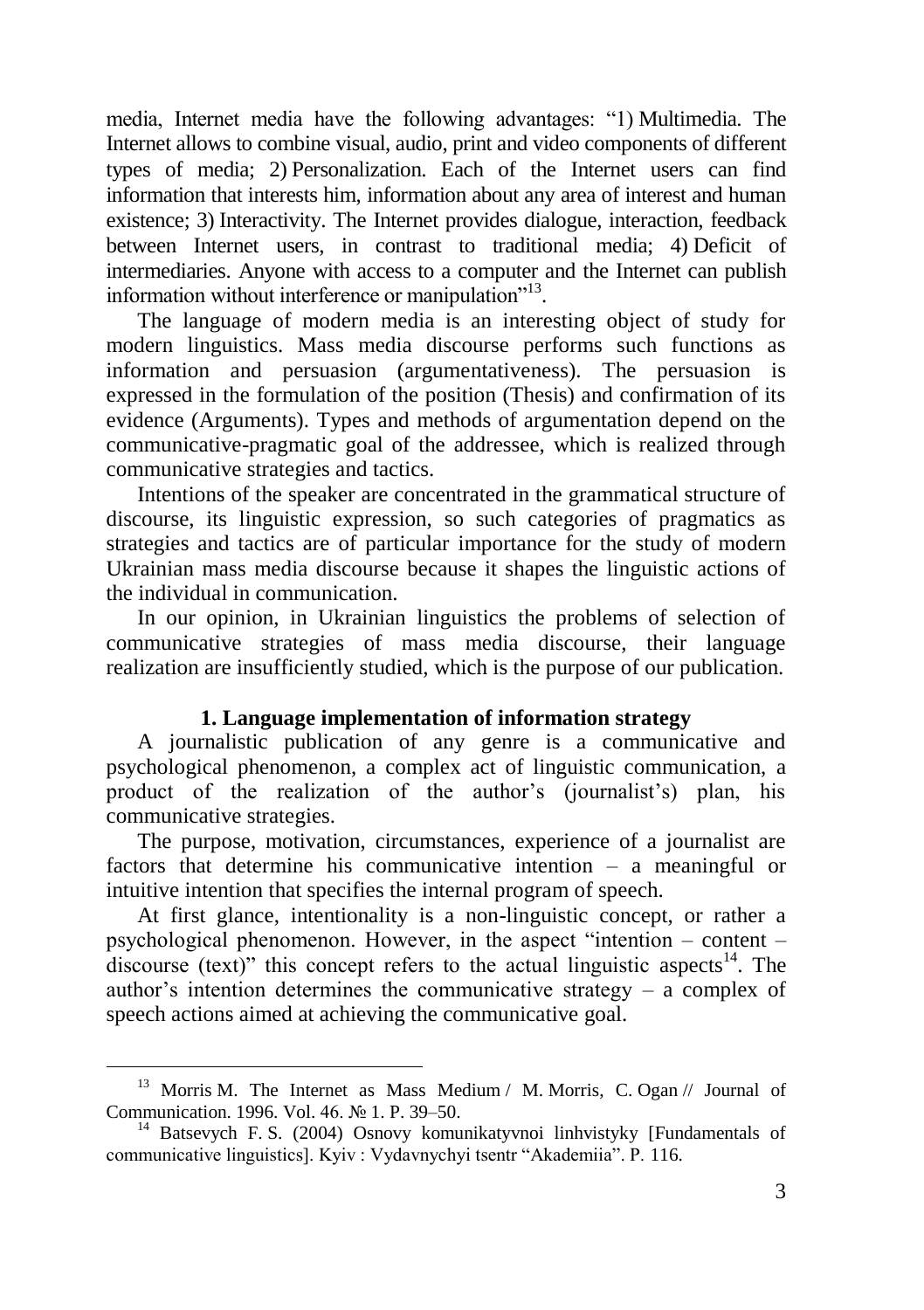media, Internet media have the following advantages: "1) Multimedia. The Internet allows to combine visual, audio, print and video components of different types of media; 2) Personalization. Each of the Internet users can find information that interests him, information about any area of interest and human existence; 3) Interactivity. The Internet provides dialogue, interaction, feedback between Internet users, in contrast to traditional media; 4) Deficit of intermediaries. Anyone with access to a computer and the Internet can publish information without interference or manipulation"[13].

The language of modern media is an interesting object of study for modern linguistics. Mass media discourse performs such functions as information and persuasion (argumentativeness). The persuasion is expressed in the formulation of the position (Thesis) and confirmation of its evidence (Arguments). Types and methods of argumentation depend on the communicative-pragmatic goal of the addressee, which is realized through communicative strategies and tactics.

Intentions of the speaker are concentrated in the grammatical structure of discourse, its linguistic expression, so such categories of pragmatics as strategies and tactics are of particular importance for the study of modern Ukrainian mass media discourse because it shapes the linguistic actions of the individual in communication.

In our opinion, in Ukrainian linguistics the problems of selection of communicative strategies of mass media discourse, their language realization are insufficiently studied, which is the purpose of our publication.

## 1. Language implementation of information strategy

A journalistic publication of any genre is a communicative and psychological phenomenon, a complex act of linguistic communication, a product of the realization of the author's (journalist's) plan, his communicative strategies.

The purpose, motivation, circumstances, experience of a journalist are factors that determine his communicative intention – a meaningful or intuitive intention that specifies the internal program of speech.

At first glance, intentionality is a non-linguistic concept, or rather a psychological phenomenon. However, in the aspect "intention – content – discourse (text)" this concept refers to the actual linguistic aspects[14]. The author's intention determines the communicative strategy – a complex of speech actions aimed at achieving the communicative goal.

---

[13] Morris M. The Internet as Mass Medium / M. Morris, C. Ogan // Journal of Communication. 1996. Vol. 46. № 1. P. 39–50.

[14] Batsevych F. S. (2004) Osnovy komunikatyvnoi linhvistyky [Fundamentals of communicative linguistics]. Kyiv : Vydavnychyi tsentr "Akademiia". P. 116.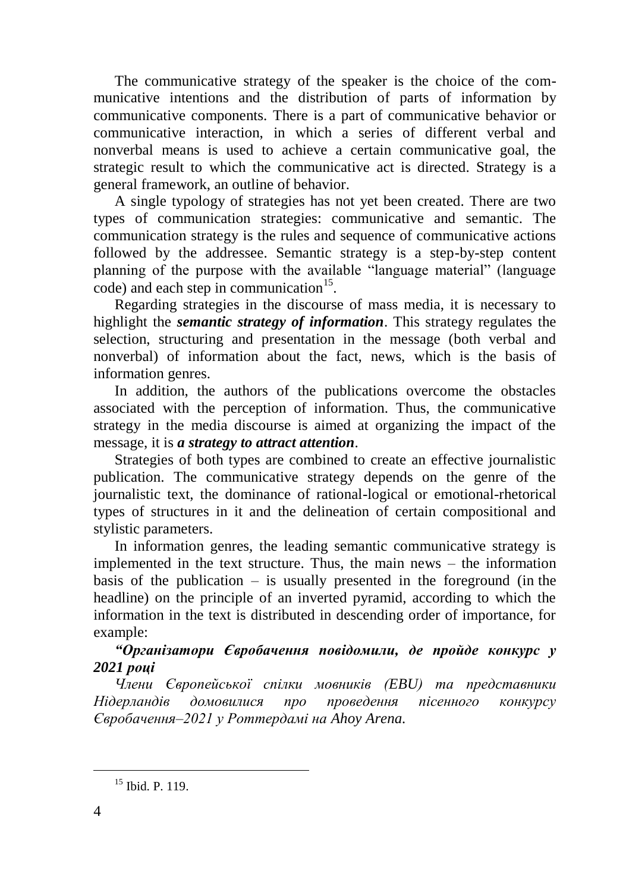The communicative strategy of the speaker is the choice of the communicative intentions and the distribution of parts of information by communicative components. There is a part of communicative behavior or communicative interaction, in which a series of different verbal and nonverbal means is used to achieve a certain communicative goal, the strategic result to which the communicative act is directed. Strategy is a general framework, an outline of behavior.

A single typology of strategies has not yet been created. There are two types of communication strategies: communicative and semantic. The communication strategy is the rules and sequence of communicative actions followed by the addressee. Semantic strategy is a step-by-step content planning of the purpose with the available "language material" (language code) and each step in communication[15].

Regarding strategies in the discourse of mass media, it is necessary to highlight the ***semantic strategy of information***. This strategy regulates the selection, structuring and presentation in the message (both verbal and nonverbal) of information about the fact, news, which is the basis of information genres.

In addition, the authors of the publications overcome the obstacles associated with the perception of information. Thus, the communicative strategy in the media discourse is aimed at organizing the impact of the message, it is ***a strategy to attract attention***.

Strategies of both types are combined to create an effective journalistic publication. The communicative strategy depends on the genre of the journalistic text, the dominance of rational-logical or emotional-rhetorical types of structures in it and the delineation of certain compositional and stylistic parameters.

In information genres, the leading semantic communicative strategy is implemented in the text structure. Thus, the main news – the information basis of the publication – is usually presented in the foreground (in the headline) on the principle of an inverted pyramid, according to which the information in the text is distributed in descending order of importance, for example:

***"Організатори Євробачення повідомили, де пройде конкурс у 2021 році***

*Члени Європейської спілки мовників (EBU) та представники Нідерландів домовилися про проведення пісенного конкурсу Євробачення–2021 у Роттердамі на Ahoy Arena.*

---

[15] Ibid. P. 119.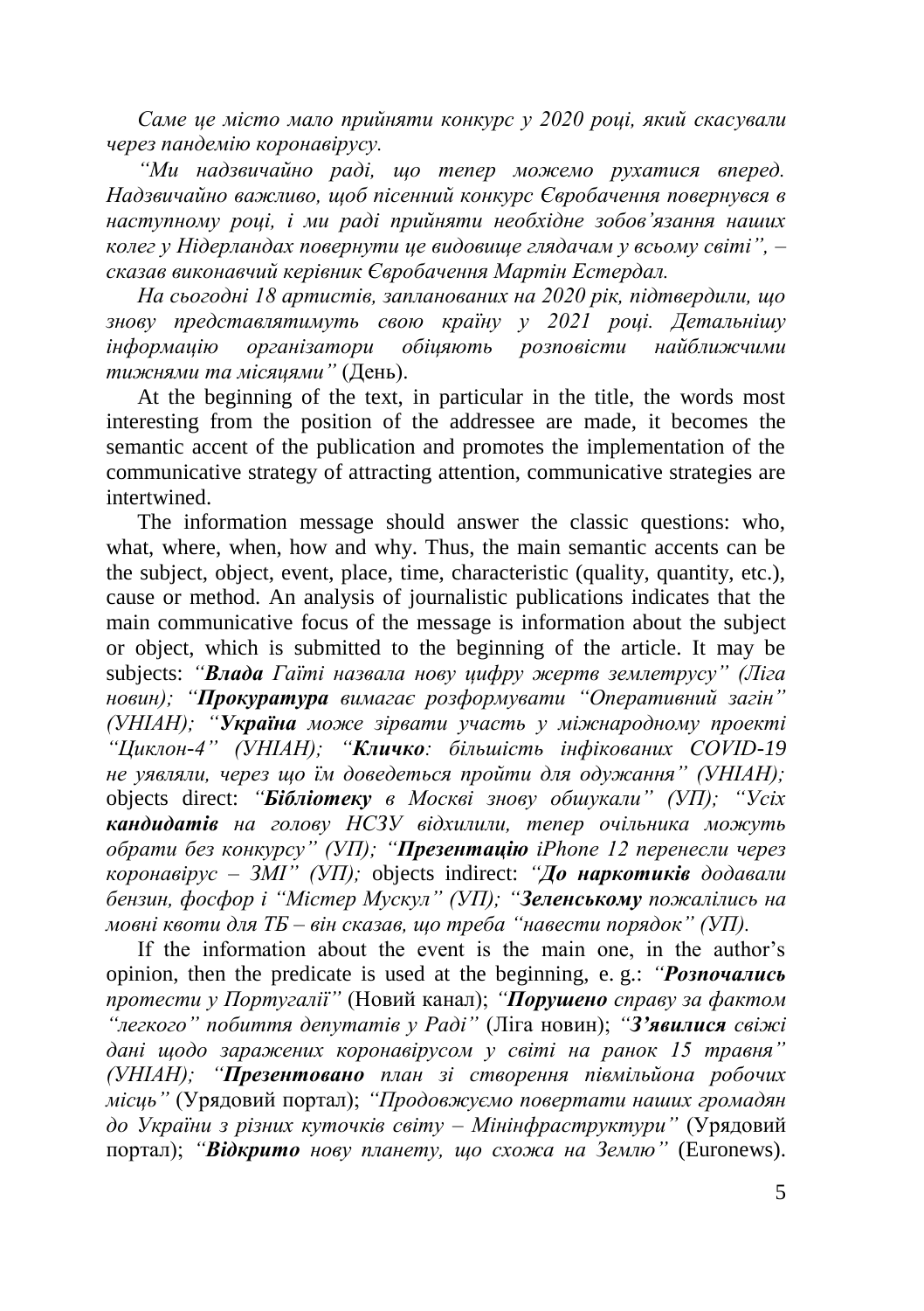*Саме це місто мало прийняти конкурс у 2020 році, який скасували через пандемію коронавірусу.*

*“Ми надзвичайно раді, що тепер можемо рухатися вперед. Надзвичайно важливо, щоб пісенний конкурс Євробачення повернувся в наступному році, і ми раді прийняти необхідне зобов’язання наших колег у Нідерландах повернути це видовище глядачам у всьому світі”, – сказав виконавчий керівник Євробачення Мартін Естердал.*

*На сьогодні 18 артистів, запланованих на 2020 рік, підтвердили, що знову представлятимуть свою країну у 2021 році. Детальнішу інформацію організатори обіцяють розповісти найближчими тижнями та місяцями”* (День).

At the beginning of the text, in particular in the title, the words most interesting from the position of the addressee are made, it becomes the semantic accent of the publication and promotes the implementation of the communicative strategy of attracting attention, communicative strategies are intertwined.

The information message should answer the classic questions: who, what, where, when, how and why. Thus, the main semantic accents can be the subject, object, event, place, time, characteristic (quality, quantity, etc.), cause or method. An analysis of journalistic publications indicates that the main communicative focus of the message is information about the subject or object, which is submitted to the beginning of the article. It may be subjects: *“**Влада** Гаїті назвала нову цифру жертв землетрусу” (Ліга новин); “**Прокуратура** вимагає розформувати “Оперативний загін” (УНІАН); “**Україна** може зірвати участь у міжнародному проекті “Циклон-4” (УНІАН); “**Кличко**: більшість інфікованих COVID-19 не уявляли, через що їм доведеться пройти для одужання” (УНІАН);* objects direct: *“**Бібліотеку** в Москві знову обшукали” (УП); “Усіх **кандидатів** на голову НСЗУ відхилили, тепер очільника можуть обрати без конкурсу” (УП); “**Презентацію** iPhone 12 перенесли через коронавірус – ЗМІ” (УП);* objects indirect: *“**До наркотиків** додавали бензин, фосфор і “Містер Мускул” (УП); “**Зеленському** пожалілись на мовні квоти для ТБ – він сказав, що треба “навести порядок” (УП).*

If the information about the event is the main one, in the author’s opinion, then the predicate is used at the beginning, e. g.: *“**Розпочались** протести у Португалії”* (Новий канал); *“**Порушено** справу за фактом “легкого” побиття депутатів у Раді”* (Ліга новин); *“**З’явилися** свіжі дані щодо заражених коронавірусом у світі на ранок 15 травня” (УНІАН); “**Презентовано** план зі створення півмільйона робочих місць”* (Урядовий портал); *“Продовжуємо повертати наших громадян до України з різних куточків світу – Мінінфраструктури”* (Урядовий портал); *“**Відкрито** нову планету, що схожа на Землю”* (Euronews).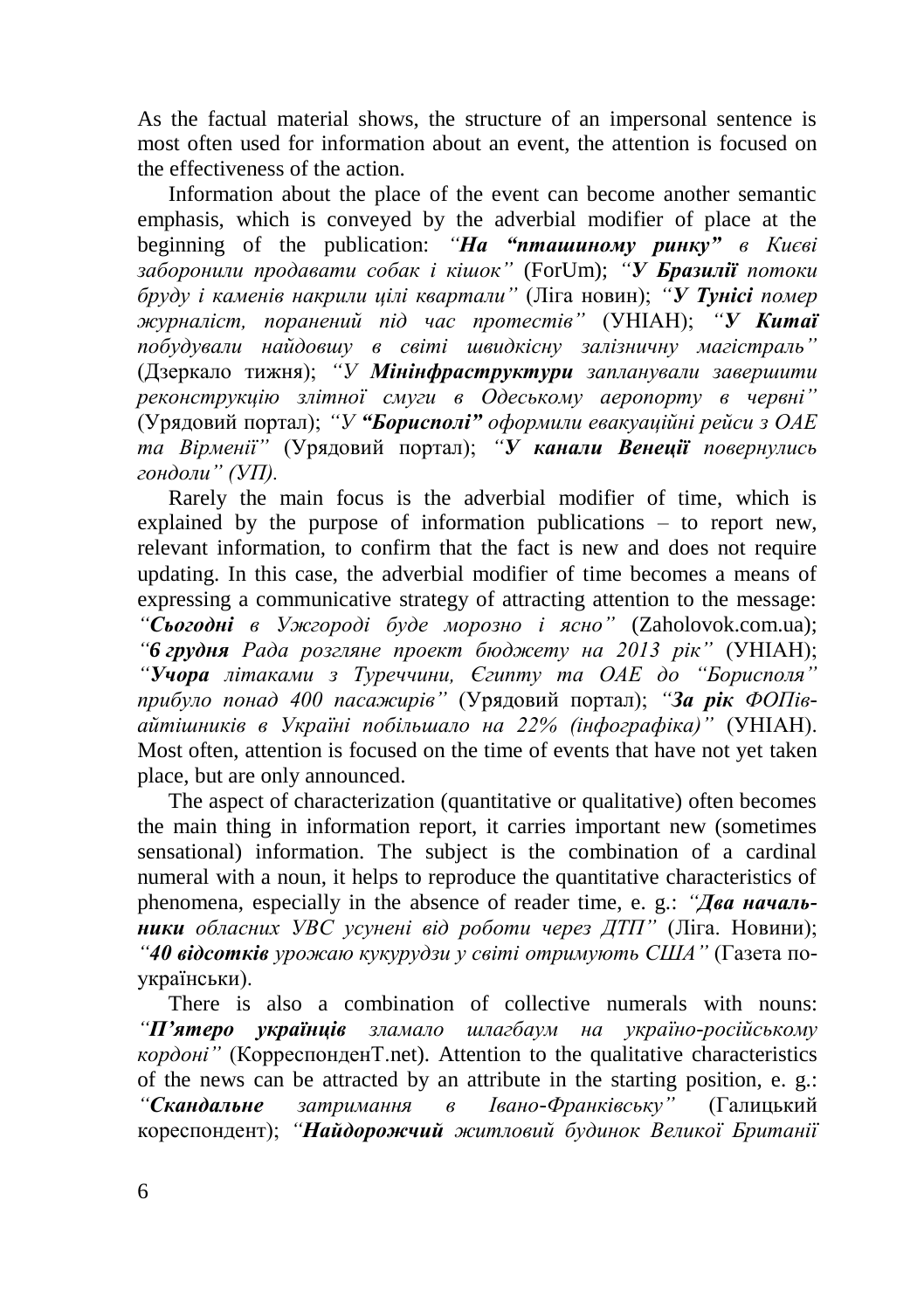As the factual material shows, the structure of an impersonal sentence is most often used for information about an event, the attention is focused on the effectiveness of the action.

Information about the place of the event can become another semantic emphasis, which is conveyed by the adverbial modifier of place at the beginning of the publication: *"**На "пташиному ринку"** в Києві заборонили продавати собак і кішок"* (ForUm); *"**У Бразилії** потоки бруду і каменів накрили цілі квартали"* (Ліга новин); *"**У Тунісі** помер журналіст, поранений під час протестів"* (УНІАН); *"**У Китаї** побудували найдовшу в світі швидкісну залізничну магістраль"* (Дзеркало тижня); *"У **Мінінфраструктури** запланували завершити реконструкцію злітної смуги в Одеському аеропорту в червні"* (Урядовий портал); *"У **"Борисполі"** оформили евакуаційні рейси з ОАЕ та Вірменії"* (Урядовий портал); *"**У канали Венеції** повернулись гондоли" (УП).*

Rarely the main focus is the adverbial modifier of time, which is explained by the purpose of information publications – to report new, relevant information, to confirm that the fact is new and does not require updating. In this case, the adverbial modifier of time becomes a means of expressing a communicative strategy of attracting attention to the message: *"**Сьогодні** в Ужгороді буде морозно і ясно"* (Zaholovok.com.ua); *"**6 грудня** Рада розгляне проект бюджету на 2013 рік"* (УНІАН); *"**Учора** літаками з Туреччини, Єгипту та ОАЕ до "Борисполя" прибуло понад 400 пасажирів"* (Урядовий портал); *"**За рік** ФОПів-айтішників в Україні побільшало на 22% (інфографіка)"* (УНІАН). Most often, attention is focused on the time of events that have not yet taken place, but are only announced.

The aspect of characterization (quantitative or qualitative) often becomes the main thing in information report, it carries important new (sometimes sensational) information. The subject is the combination of a cardinal numeral with a noun, it helps to reproduce the quantitative characteristics of phenomena, especially in the absence of reader time, e. g.: *"**Два начальники** обласних УВС усунені від роботи через ДТП"* (Ліга. Новини); *"**40 відсотків** урожаю кукурудзи у світі отримують США"* (Газета по-українськи).

There is also a combination of collective numerals with nouns: *"**П'ятеро українців** зламало шлагбаум на україно-російському кордоні"* (КорреспонденТ.net). Attention to the qualitative characteristics of the news can be attracted by an attribute in the starting position, e. g.: *"**Скандальне** затримання в Івано-Франківську"* (Галицький кореспондент); *"**Найдорожчий** житловий будинок Великої Британії*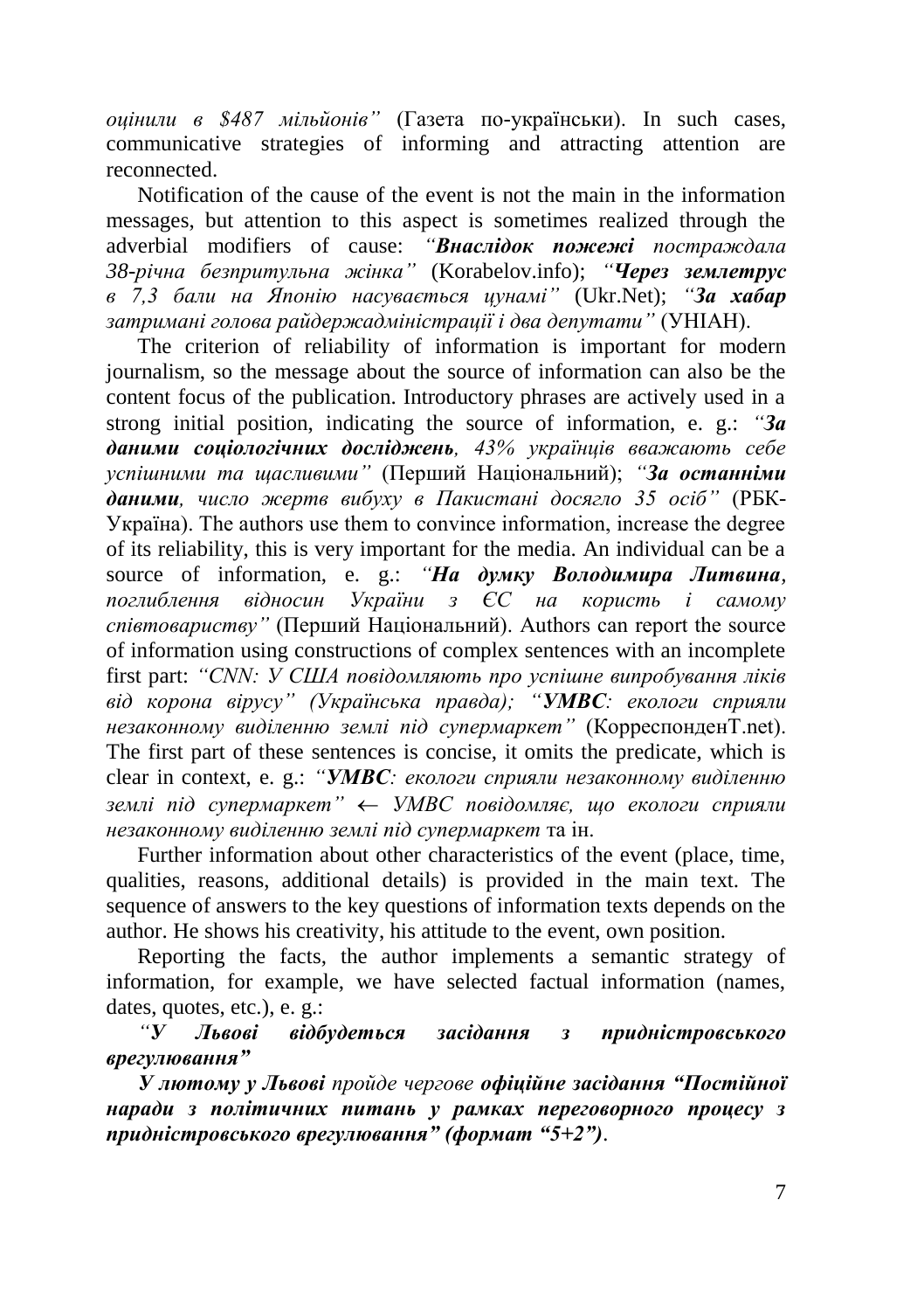*оцінили в $487 мільйонів”* (Газета по-українськи). In such cases, communicative strategies of informing and attracting attention are reconnected.

Notification of the cause of the event is not the main in the information messages, but attention to this aspect is sometimes realized through the adverbial modifiers of cause: *“**Внаслідок пожежі** постраждала 38-річна безпритульна жінка”* (Korabelov.info); *“**Через землетрус** в 7,3 бали на Японію насувається цунамі”* (Ukr.Net); *“**За хабар** затримані голова райдержадміністрації і два депутати”* (УНІАН).

The criterion of reliability of information is important for modern journalism, so the message about the source of information can also be the content focus of the publication. Introductory phrases are actively used in a strong initial position, indicating the source of information, e. g.: *“**За даними соціологічних досліджень**, 43% українців вважають себе успішними та щасливими”* (Перший Національний); *“**За останніми даними**, число жертв вибуху в Пакистані досягло 35 осіб”* (РБК-Україна). The authors use them to convince information, increase the degree of its reliability, this is very important for the media. An individual can be a source of information, e. g.: *“**На думку Володимира Литвина**, поглиблення відносин України з ЄС на користь і самому співтовариству”* (Перший Національний). Authors can report the source of information using constructions of complex sentences with an incomplete first part: *“CNN: У США повідомляють про успішне випробування ліків від корона вірусу” (Українська правда); “**УМВС**: екологи сприяли незаконному виділенню землі під супермаркет”* (КорреспонденТ.net). The first part of these sentences is concise, it omits the predicate, which is clear in context, e. g.: *“**УМВС**: екологи сприяли незаконному виділенню землі під супермаркет” ← УМВС повідомляє, що екологи сприяли незаконному виділенню землі під супермаркет* та ін.

Further information about other characteristics of the event (place, time, qualities, reasons, additional details) is provided in the main text. The sequence of answers to the key questions of information texts depends on the author. He shows his creativity, his attitude to the event, own position.

Reporting the facts, the author implements a semantic strategy of information, for example, we have selected factual information (names, dates, quotes, etc.), e. g.:

*“**У Львові відбудеться засідання з придністровського врегулювання”***

***У лютому у Львові** пройде чергове **офіційне засідання “Постійної наради з політичних питань у рамках переговорного процесу з придністровського врегулювання” (формат “5+2”)**.*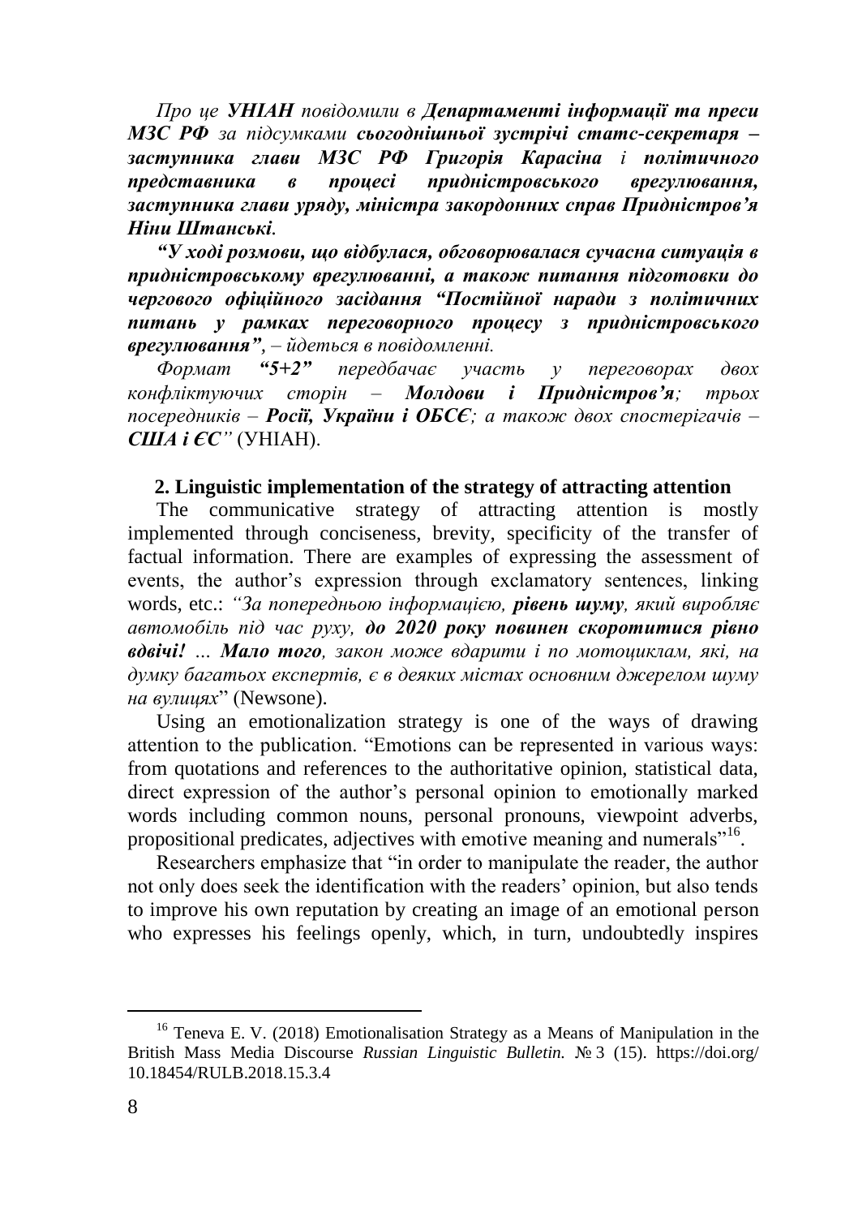*Про це **УНІАН** повідомили в **Департаменті інформації та преси МЗС РФ** за підсумками **сьогоднішньої зустрічі статс-секретаря – заступника глави МЗС РФ Григорія Карасіна** і **політичного представника в процесі придністровського врегулювання, заступника глави уряду, міністра закордонних справ Придністров'я Ніни Штанські**.*

***"У ході розмови, що відбулася, обговорювалася сучасна ситуація в придністровському врегулюванні, а також питання підготовки до чергового офіційного засідання "Постійної наради з політичних питань у рамках переговорного процесу з придністровського врегулювання"**, – йдеться в повідомленні.*

*Формат **"5+2"** передбачає участь у переговорах двох конфліктуючих сторін – **Молдови і Придністров'я**; трьох посередників – **Росії, України і ОБСЄ**; а також двох спостерігачів – **США і ЄС**"* (УНІАН).

**2. Linguistic implementation of the strategy of attracting attention**

The communicative strategy of attracting attention is mostly implemented through conciseness, brevity, specificity of the transfer of factual information. There are examples of expressing the assessment of events, the author's expression through exclamatory sentences, linking words, etc.: *"За попередньою інформацією, **рівень шуму**, який виробляє автомобіль під час руху, **до 2020 року повинен скоротитися рівно вдвічі!** ... **Мало того**, закон може вдарити і по мотоциклам, які, на думку багатьох експертів, є в деяких містах основним джерелом шуму на вулицях*" (Newsone).

Using an emotionalization strategy is one of the ways of drawing attention to the publication. "Emotions can be represented in various ways: from quotations and references to the authoritative opinion, statistical data, direct expression of the author's personal opinion to emotionally marked words including common nouns, personal pronouns, viewpoint adverbs, propositional predicates, adjectives with emotive meaning and numerals"[16].

Researchers emphasize that "in order to manipulate the reader, the author not only does seek the identification with the readers' opinion, but also tends to improve his own reputation by creating an image of an emotional person who expresses his feelings openly, which, in turn, undoubtedly inspires

---

[16] Teneva E. V. (2018) Emotionalisation Strategy as a Means of Manipulation in the British Mass Media Discourse *Russian Linguistic Bulletin.* № 3 (15). https://doi.org/10.18454/RULB.2018.15.3.4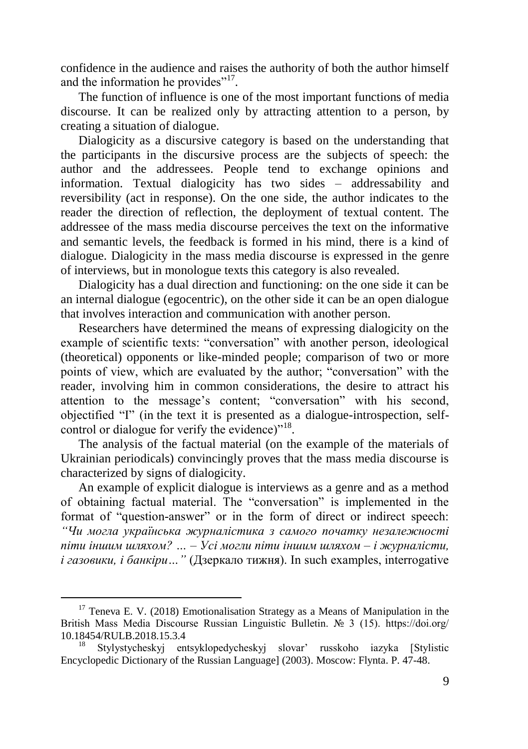confidence in the audience and raises the authority of both the author himself and the information he provides"[17].

The function of influence is one of the most important functions of media discourse. It can be realized only by attracting attention to a person, by creating a situation of dialogue.

Dialogicity as a discursive category is based on the understanding that the participants in the discursive process are the subjects of speech: the author and the addressees. People tend to exchange opinions and information. Textual dialogicity has two sides – addressability and reversibility (act in response). On the one side, the author indicates to the reader the direction of reflection, the deployment of textual content. The addressee of the mass media discourse perceives the text on the informative and semantic levels, the feedback is formed in his mind, there is a kind of dialogue. Dialogicity in the mass media discourse is expressed in the genre of interviews, but in monologue texts this category is also revealed.

Dialogicity has a dual direction and functioning: on the one side it can be an internal dialogue (egocentric), on the other side it can be an open dialogue that involves interaction and communication with another person.

Researchers have determined the means of expressing dialogicity on the example of scientific texts: "conversation" with another person, ideological (theoretical) opponents or like-minded people; comparison of two or more points of view, which are evaluated by the author; "conversation" with the reader, involving him in common considerations, the desire to attract his attention to the message's content; "conversation" with his second, objectified "I" (in the text it is presented as a dialogue-introspection, self-control or dialogue for verify the evidence)"[18].

The analysis of the factual material (on the example of the materials of Ukrainian periodicals) convincingly proves that the mass media discourse is characterized by signs of dialogicity.

An example of explicit dialogue is interviews as a genre and as a method of obtaining factual material. The "conversation" is implemented in the format of "question-answer" or in the form of direct or indirect speech: *"Чи могла українська журналістика з самого початку незалежності піти іншим шляхом? … – Усі могли піти іншим шляхом – і журналісти, і газовики, і банкіри…"* (Дзеркало тижня). In such examples, interrogative

---

[17] Teneva E. V. (2018) Emotionalisation Strategy as a Means of Manipulation in the British Mass Media Discourse Russian Linguistic Bulletin. № 3 (15). https://doi.org/10.18454/RULB.2018.15.3.4

[18] Stylystycheskyj entsyklopedycheskyj slovar' russkoho iazyka [Stylistic Encyclopedic Dictionary of the Russian Language] (2003). Moscow: Flynta. P. 47-48.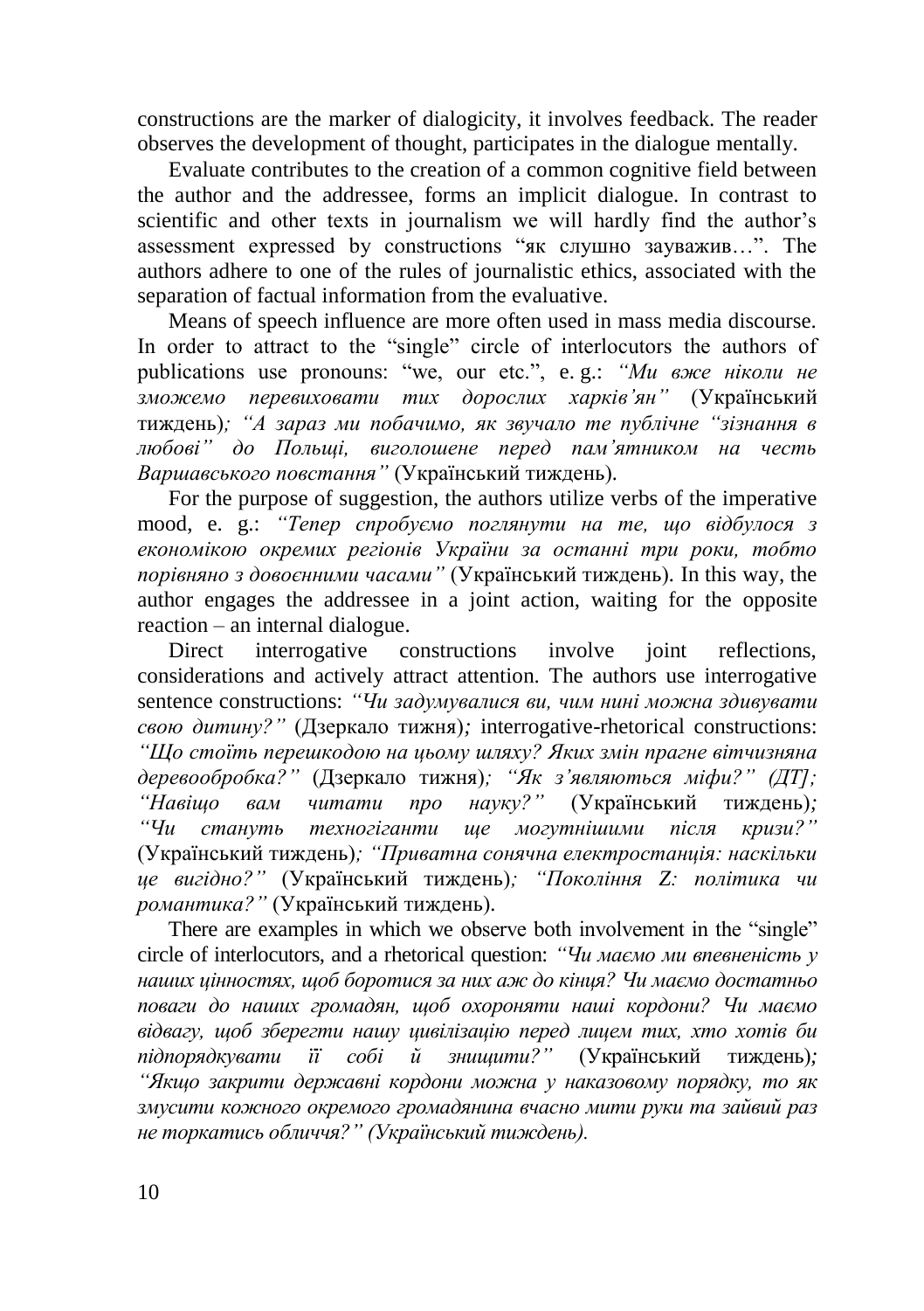constructions are the marker of dialogicity, it involves feedback. The reader observes the development of thought, participates in the dialogue mentally.

Evaluate contributes to the creation of a common cognitive field between the author and the addressee, forms an implicit dialogue. In contrast to scientific and other texts in journalism we will hardly find the author's assessment expressed by constructions "як слушно зауважив…". The authors adhere to one of the rules of journalistic ethics, associated with the separation of factual information from the evaluative.

Means of speech influence are more often used in mass media discourse. In order to attract to the "single" circle of interlocutors the authors of publications use pronouns: "we, our etc.", e. g.: *"Ми вже ніколи не зможемо перевиховати тих дорослих харків'ян"* (Український тиждень)*; "А зараз ми побачимо, як звучало те публічне "зізнання в любові" до Польщі, виголошене перед пам'ятником на честь Варшавського повстання"* (Український тиждень).

For the purpose of suggestion, the authors utilize verbs of the imperative mood, e. g.: *"Тепер спробуємо поглянути на те, що відбулося з економікою окремих регіонів України за останні три роки, тобто порівняно з довоєнними часами"* (Український тиждень). In this way, the author engages the addressee in a joint action, waiting for the opposite reaction – an internal dialogue.

Direct interrogative constructions involve joint reflections, considerations and actively attract attention. The authors use interrogative sentence constructions: *"Чи задумувалися ви, чим нині можна здивувати свою дитину?"* (Дзеркало тижня)*;* interrogative-rhetorical constructions: *"Що стоїть перешкодою на цьому шляху? Яких змін прагне вітчизняна деревообробка?"* (Дзеркало тижня)*; "Як з'являються міфи?" (ДТ]; "Навіщо вам читати про науку?"* (Український тиждень)*; "Чи стануть техногіганти ще могутнішими після кризи?"* (Український тиждень)*; "Приватна сонячна електростанція: наскільки це вигідно?"* (Український тиждень)*; "Покоління Z: політика чи романтика?"* (Український тиждень).

There are examples in which we observe both involvement in the "single" circle of interlocutors, and a rhetorical question: *"Чи маємо ми впевненість у наших цінностях, щоб боротися за них аж до кінця? Чи маємо достатньо поваги до наших громадян, щоб охороняти наші кордони? Чи маємо відвагу, щоб зберегти нашу цивілізацію перед лицем тих, хто хотів би підпорядкувати її собі й знищити?"* (Український тиждень)*; "Якщо закрити державні кордони можна у наказовому порядку, то як змусити кожного окремого громадянина вчасно мити руки та зайвий раз не торкатись обличчя?" (Український тиждень).*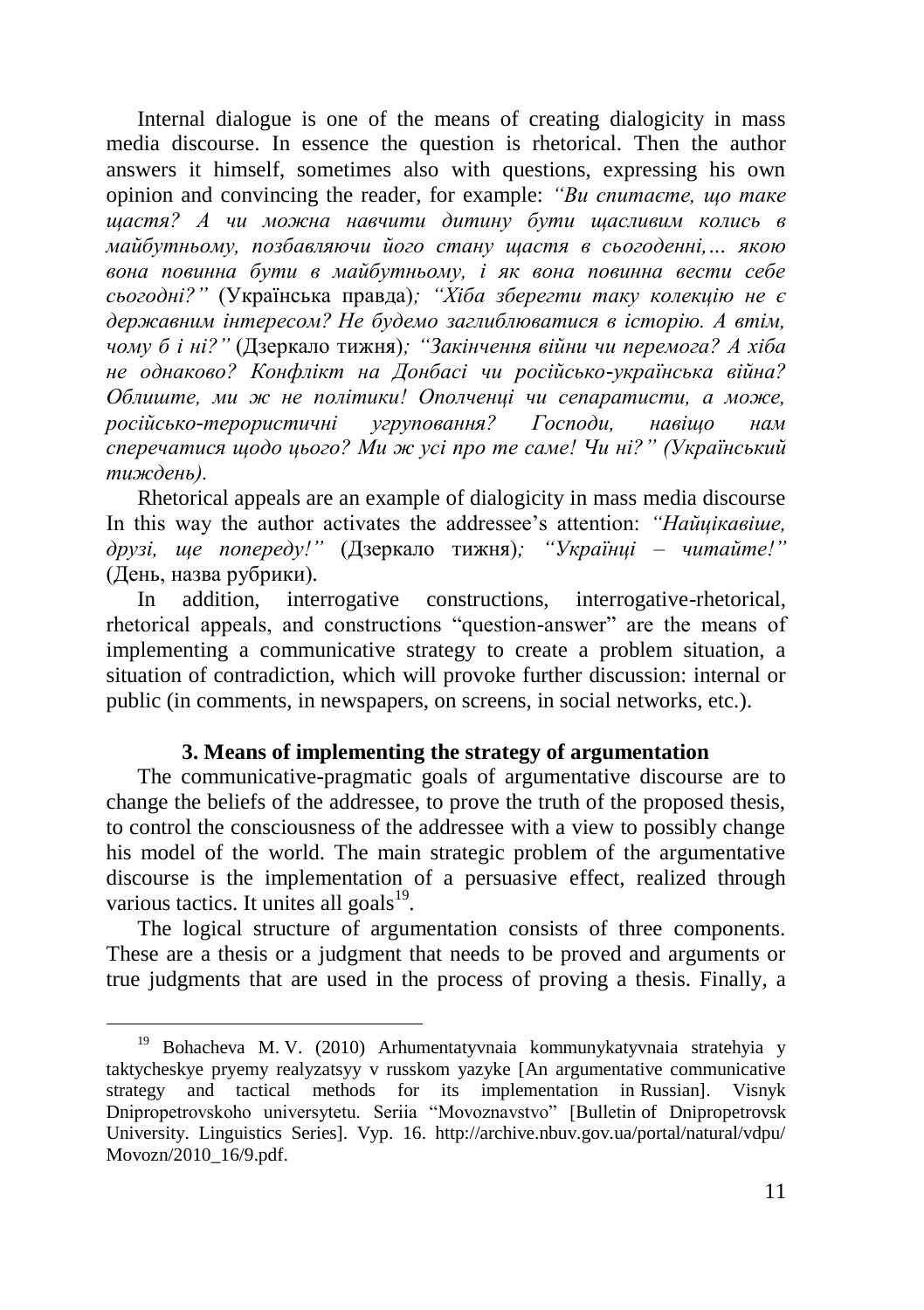Internal dialogue is one of the means of creating dialogicity in mass media discourse. In essence the question is rhetorical. Then the author answers it himself, sometimes also with questions, expressing his own opinion and convincing the reader, for example: *"Ви спитаєте, що таке щастя? А чи можна навчити дитину бути щасливим колись в майбутньому, позбавляючи його стану щастя в сьогоденні,… якою вона повинна бути в майбутньому, і як вона повинна вести себе сьогодні?"* (Українська правда)*; "Хіба зберегти таку колекцію не є державним інтересом? Не будемо заглиблюватися в історію. А втім, чому б і ні?"* (Дзеркало тижня)*; "Закінчення війни чи перемога? А хіба не однаково? Конфлікт на Донбасі чи російсько-українська війна? Облиште, ми ж не політики! Ополченці чи сепаратисти, а може, російсько-терористичні угруповання? Господи, навіщо нам сперечатися щодо цього? Ми ж усі про те саме! Чи ні?" (Український тиждень).*

Rhetorical appeals are an example of dialogicity in mass media discourse In this way the author activates the addressee's attention: *"Найцікавіше, друзі, ще попереду!"* (Дзеркало тижня)*; "Українці – читайте!"* (День, назва рубрики).

In addition, interrogative constructions, interrogative-rhetorical, rhetorical appeals, and constructions "question-answer" are the means of implementing a communicative strategy to create a problem situation, a situation of contradiction, which will provoke further discussion: internal or public (in comments, in newspapers, on screens, in social networks, etc.).

### 3. Means of implementing the strategy of argumentation

The communicative-pragmatic goals of argumentative discourse are to change the beliefs of the addressee, to prove the truth of the proposed thesis, to control the consciousness of the addressee with a view to possibly change his model of the world. The main strategic problem of the argumentative discourse is the implementation of a persuasive effect, realized through various tactics. It unites all goals[19].

The logical structure of argumentation consists of three components. These are a thesis or a judgment that needs to be proved and arguments or true judgments that are used in the process of proving a thesis. Finally, a

---

[19] Bohacheva M. V. (2010) Arhumentatyvnaia kommunykatyvnaia stratehyia y taktycheskye pryemy realyzatsyy v russkom yazyke [An argumentative communicative strategy and tactical methods for its implementation in Russian]. Visnyk Dnipropetrovskoho universytetu. Seriia "Movoznavstvo" [Bulletin of Dnipropetrovsk University. Linguistics Series]. Vyp. 16. http://archive.nbuv.gov.ua/portal/natural/vdpu/Movozn/2010_16/9.pdf.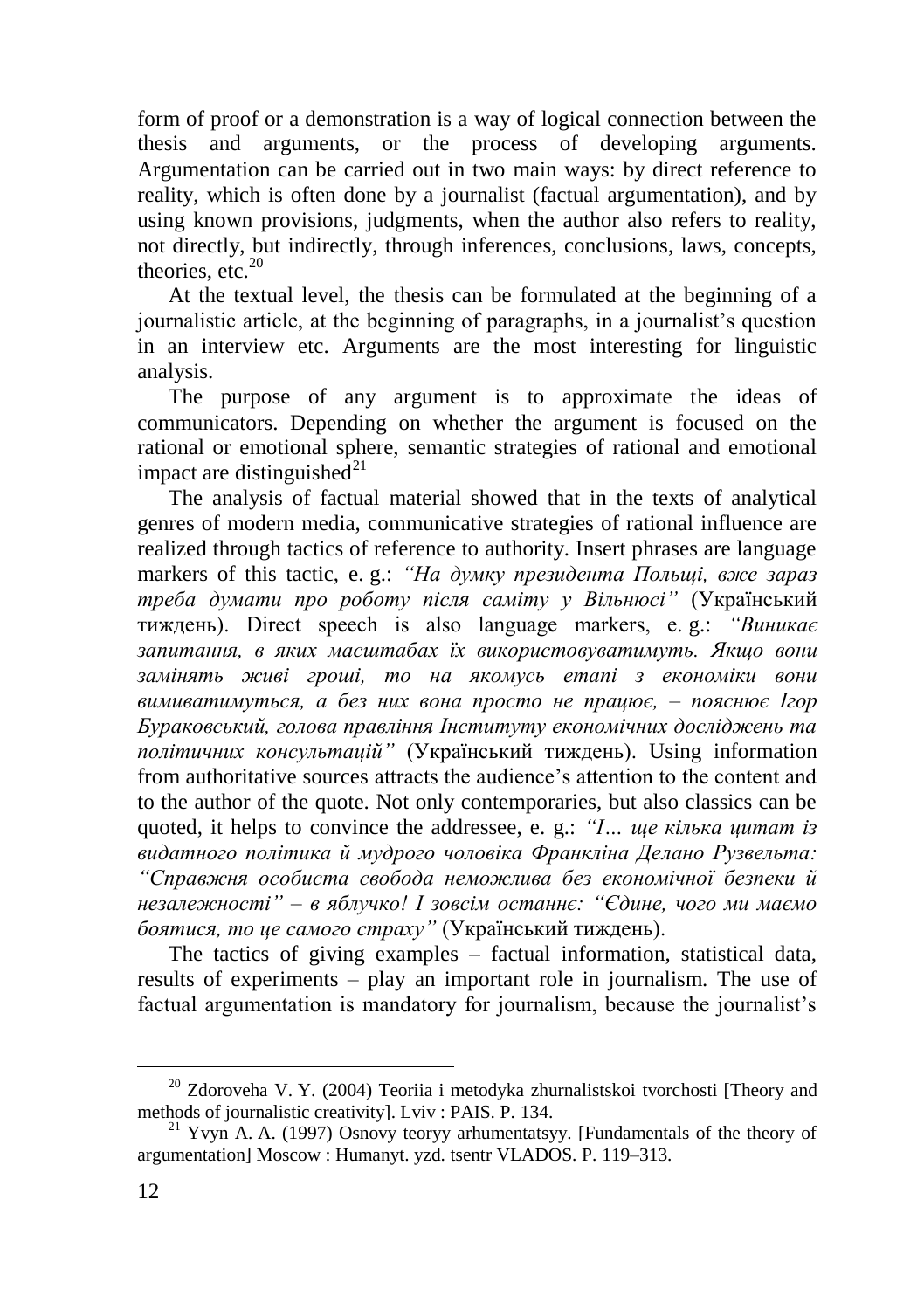form of proof or a demonstration is a way of logical connection between the thesis and arguments, or the process of developing arguments. Argumentation can be carried out in two main ways: by direct reference to reality, which is often done by a journalist (factual argumentation), and by using known provisions, judgments, when the author also refers to reality, not directly, but indirectly, through inferences, conclusions, laws, concepts, theories, etc.[20]

At the textual level, the thesis can be formulated at the beginning of a journalistic article, at the beginning of paragraphs, in a journalist's question in an interview etc. Arguments are the most interesting for linguistic analysis.

The purpose of any argument is to approximate the ideas of communicators. Depending on whether the argument is focused on the rational or emotional sphere, semantic strategies of rational and emotional impact are distinguished[21]

The analysis of factual material showed that in the texts of analytical genres of modern media, communicative strategies of rational influence are realized through tactics of reference to authority. Insert phrases are language markers of this tactic, e. g.: *"На думку президента Польщі, вже зараз треба думати про роботу після саміту у Вільнюсі"* (Український тиждень). Direct speech is also language markers, e. g.: *"Виникає запитання, в яких масштабах їх використовуватимуть. Якщо вони замінять живі гроші, то на якомусь етапі з економіки вони вимиватимуться, а без них вона просто не працює, – пояснює Ігор Бураковський, голова правління Інституту економічних досліджень та політичних консультацій"* (Український тиждень). Using information from authoritative sources attracts the audience's attention to the content and to the author of the quote. Not only contemporaries, but also classics can be quoted, it helps to convince the addressee, e. g.: *"І... ще кілька цитат із видатного політика й мудрого чоловіка Франкліна Делано Рузвельта: "Справжня особиста свобода неможлива без економічної безпеки й незалежності" – в яблучко! І зовсім останнє: "Єдине, чого ми маємо боятися, то це самого страху"* (Український тиждень).

The tactics of giving examples – factual information, statistical data, results of experiments – play an important role in journalism. The use of factual argumentation is mandatory for journalism, because the journalist's

---

[20] Zdoroveha V. Y. (2004) Teoriia i metodyka zhurnalistskoi tvorchosti [Theory and methods of journalistic creativity]. Lviv : PAIS. P. 134.

[21] Yvyn A. A. (1997) Osnovy teoryy arhumentatsyy. [Fundamentals of the theory of argumentation] Moscow : Humanyt. yzd. tsentr VLADOS. P. 119–313.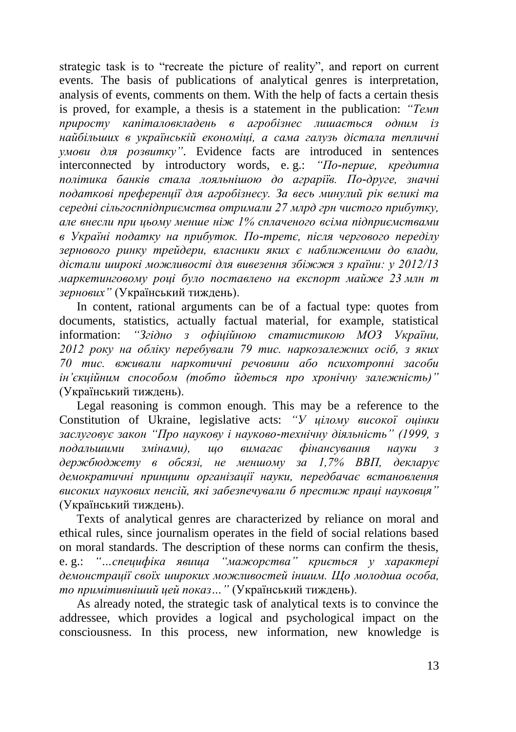strategic task is to "recreate the picture of reality", and report on current events. The basis of publications of analytical genres is interpretation, analysis of events, comments on them. With the help of facts a certain thesis is proved, for example, a thesis is a statement in the publication: *"Темп приросту капіталовкладень в агробізнес лишається одним із найбільших в українській економіці, а сама галузь дістала тепличні умови для розвитку"*. Evidence facts are introduced in sentences interconnected by introductory words, e. g.: *"По-перше, кредитна політика банків стала лояльнішою до аграріїв. По-друге, значні податкові преференції для агробізнесу. За весь минулий рік великі та середні сільгосппідприємства отримали 27 млрд грн чистого прибутку, але внесли при цьому менше ніж 1% сплаченого всіма підприємствами в Україні податку на прибуток. По-третє, після чергового переділу зернового ринку трейдери, власники яких є наближеними до влади, дістали широкі можливості для вивезення збіжжя з країни: у 2012/13 маркетинговому році було поставлено на експорт майже 23 млн т зернових"* (Український тиждень).

In content, rational arguments can be of a factual type: quotes from documents, statistics, actually factual material, for example, statistical information: *"Згідно з офіційною статистикою МОЗ України, 2012 року на обліку перебували 79 тис. наркозалежних осіб, з яких 70 тис. вживали наркотичні речовини або психотропні засоби ін'єкційним способом (тобто йдеться про хронічну залежність)"* (Український тиждень).

Legal reasoning is common enough. This may be a reference to the Constitution of Ukraine, legislative acts: *"У цілому високої оцінки заслуговує закон "Про наукову і науково-технічну діяльність" (1999, з подальшими змінами), що вимагає фінансування науки з держбюджету в обсязі, не меншому за 1,7% ВВП, декларує демократичні принципи організації науки, передбачає встановлення високих наукових пенсій, які забезпечували б престиж праці науковця"* (Український тиждень).

Texts of analytical genres are characterized by reliance on moral and ethical rules, since journalism operates in the field of social relations based on moral standards. The description of these norms can confirm the thesis, e. g.: *"…специфіка явища "мажорства" криється у характері демонстрації своїх широких можливостей іншим. Що молодша особа, то примітивніший цей показ…"* (Український тиждень).

As already noted, the strategic task of analytical texts is to convince the addressee, which provides a logical and psychological impact on the consciousness. In this process, new information, new knowledge is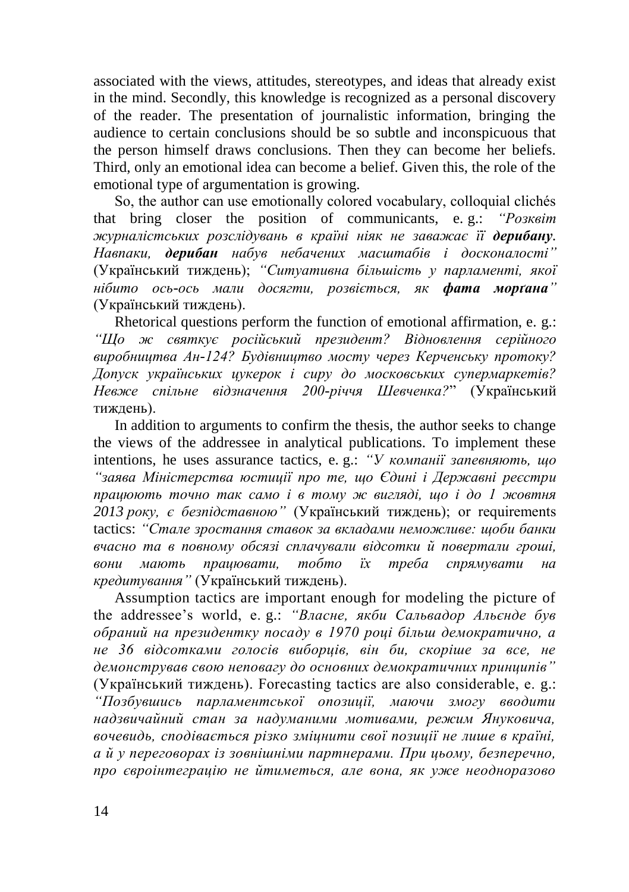associated with the views, attitudes, stereotypes, and ideas that already exist in the mind. Secondly, this knowledge is recognized as a personal discovery of the reader. The presentation of journalistic information, bringing the audience to certain conclusions should be so subtle and inconspicuous that the person himself draws conclusions. Then they can become her beliefs. Third, only an emotional idea can become a belief. Given this, the role of the emotional type of argumentation is growing.

So, the author can use emotionally colored vocabulary, colloquial clichés that bring closer the position of communicants, e. g.: *“Розквіт журналістських розслідувань в країні ніяк не заважає її **дерибану**. Навпаки, **дерибан** набув небачених масштабів і досконалості”* (Український тиждень); *“Ситуативна більшість у парламенті, якої нібито ось-ось мали досягти, розвіється, як **фата моргана**”* (Український тиждень).

Rhetorical questions perform the function of emotional affirmation, e. g.: *“Що ж святкує російський президент? Відновлення серійного виробництва Ан-124? Будівництво мосту через Керченську протоку? Допуск українських цукерок і сиру до московських супермаркетів? Невже спільне відзначення 200-річчя Шевченка?*” (Український тиждень).

In addition to arguments to confirm the thesis, the author seeks to change the views of the addressee in analytical publications. To implement these intentions, he uses assurance tactics, e. g.: *“У компанії запевняють, що “заява Міністерства юстиції про те, що Єдині і Державні реєстри працюють точно так само і в тому ж вигляді, що і до 1 жовтня 2013 року, є безпідставною”* (Український тиждень); or requirements tactics: *“Стале зростання ставок за вкладами неможливе: щоби банки вчасно та в повному обсязі сплачували відсотки й повертали гроші, вони мають працювати, тобто їх треба спрямувати на кредитування”* (Український тиждень).

Assumption tactics are important enough for modeling the picture of the addressee’s world, e. g.: *“Власне, якби Сальвадор Альєнде був обраний на президентку посаду в 1970 році більш демократично, а не 36 відсотками голосів виборців, він би, скоріше за все, не демонстрував свою неповагу до основних демократичних принципів”* (Український тиждень). Forecasting tactics are also considerable, e. g.: *“Позбувшись парламентської опозиції, маючи змогу вводити надзвичайний стан за надуманими мотивами, режим Януковича, вочевидь, сподівається різко зміцнити свої позиції не лише в країні, а й у переговорах із зовнішніми партнерами. При цьому, безперечно, про євроінтеграцію не йтиметься, але вона, як уже неодноразово*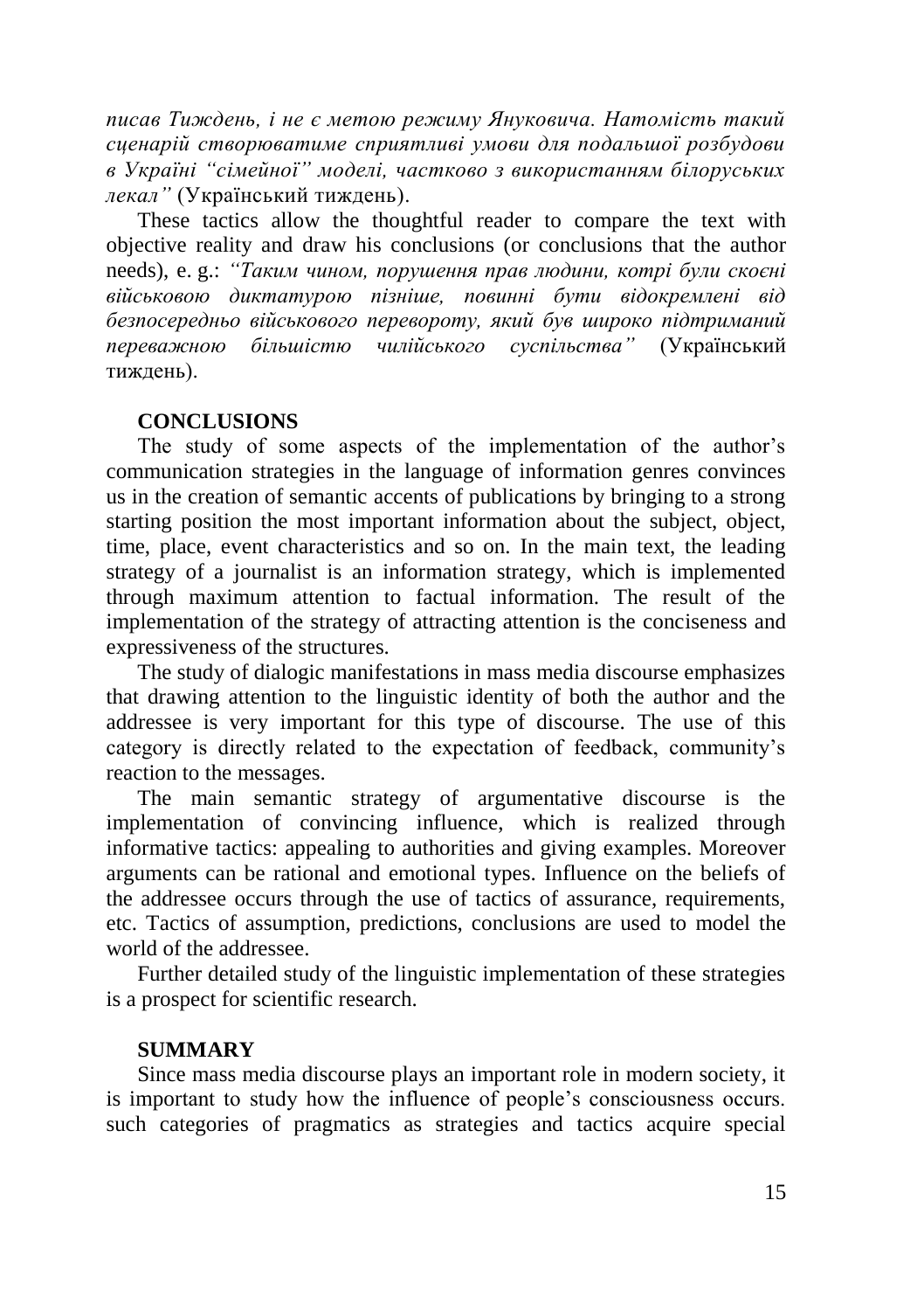*писав Тиждень, і не є метою режиму Януковича. Натомість такий сценарій створюватиме сприятливі умови для подальшої розбудови в Україні "сімейної" моделі, частково з використанням білоруських лекал"* (Український тиждень).

These tactics allow the thoughtful reader to compare the text with objective reality and draw his conclusions (or conclusions that the author needs), e. g.: *"Таким чином, порушення прав людини, котрі були скоєні військовою диктатурою пізніше, повинні бути відокремлені від безпосередньо військового перевороту, який був широко підтриманий переважною більшістю чилійського суспільства"* (Український тиждень).

## CONCLUSIONS

The study of some aspects of the implementation of the author's communication strategies in the language of information genres convinces us in the creation of semantic accents of publications by bringing to a strong starting position the most important information about the subject, object, time, place, event characteristics and so on. In the main text, the leading strategy of a journalist is an information strategy, which is implemented through maximum attention to factual information. The result of the implementation of the strategy of attracting attention is the conciseness and expressiveness of the structures.

The study of dialogic manifestations in mass media discourse emphasizes that drawing attention to the linguistic identity of both the author and the addressee is very important for this type of discourse. The use of this category is directly related to the expectation of feedback, community's reaction to the messages.

The main semantic strategy of argumentative discourse is the implementation of convincing influence, which is realized through informative tactics: appealing to authorities and giving examples. Moreover arguments can be rational and emotional types. Influence on the beliefs of the addressee occurs through the use of tactics of assurance, requirements, etc. Tactics of assumption, predictions, conclusions are used to model the world of the addressee.

Further detailed study of the linguistic implementation of these strategies is a prospect for scientific research.

## SUMMARY

Since mass media discourse plays an important role in modern society, it is important to study how the influence of people's consciousness occurs. such categories of pragmatics as strategies and tactics acquire special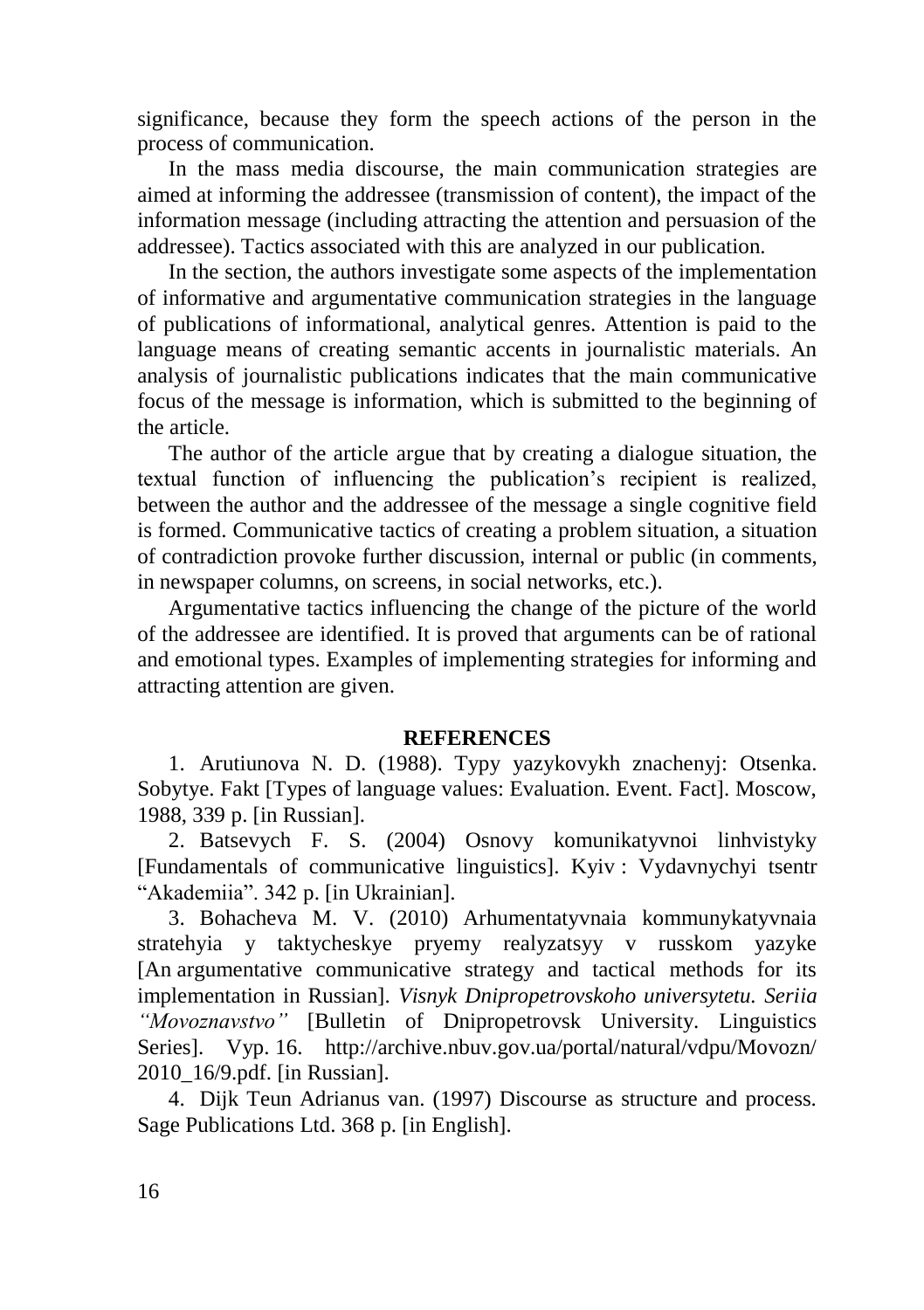significance, because they form the speech actions of the person in the process of communication.

In the mass media discourse, the main communication strategies are aimed at informing the addressee (transmission of content), the impact of the information message (including attracting the attention and persuasion of the addressee). Tactics associated with this are analyzed in our publication.

In the section, the authors investigate some aspects of the implementation of informative and argumentative communication strategies in the language of publications of informational, analytical genres. Attention is paid to the language means of creating semantic accents in journalistic materials. An analysis of journalistic publications indicates that the main communicative focus of the message is information, which is submitted to the beginning of the article.

The author of the article argue that by creating a dialogue situation, the textual function of influencing the publication's recipient is realized, between the author and the addressee of the message a single cognitive field is formed. Communicative tactics of creating a problem situation, a situation of contradiction provoke further discussion, internal or public (in comments, in newspaper columns, on screens, in social networks, etc.).

Argumentative tactics influencing the change of the picture of the world of the addressee are identified. It is proved that arguments can be of rational and emotional types. Examples of implementing strategies for informing and attracting attention are given.

## REFERENCES

1. Arutiunova N. D. (1988). Typy yazykovykh znachenyj: Otsenka. Sobytye. Fakt [Types of language values: Evaluation. Event. Fact]. Moscow, 1988, 339 p. [in Russian].

2. Batsevych F. S. (2004) Osnovy komunikatyvnoi linhvistyky [Fundamentals of communicative linguistics]. Kyiv : Vydavnychyi tsentr "Akademiia". 342 p. [in Ukrainian].

3. Bohacheva M. V. (2010) Arhumentatyvnaia kommunykatyvnaia stratehyia y taktycheskye pryemy realyzatsyy v russkom yazyke [An argumentative communicative strategy and tactical methods for its implementation in Russian]. *Visnyk Dnipropetrovskoho universytetu. Seriia "Movoznavstvo"* [Bulletin of Dnipropetrovsk University. Linguistics Series]. Vyp. 16. http://archive.nbuv.gov.ua/portal/natural/vdpu/Movozn/2010_16/9.pdf. [in Russian].

4. Dijk Teun Adrianus van. (1997) Discourse as structure and process. Sage Publications Ltd. 368 p. [in English].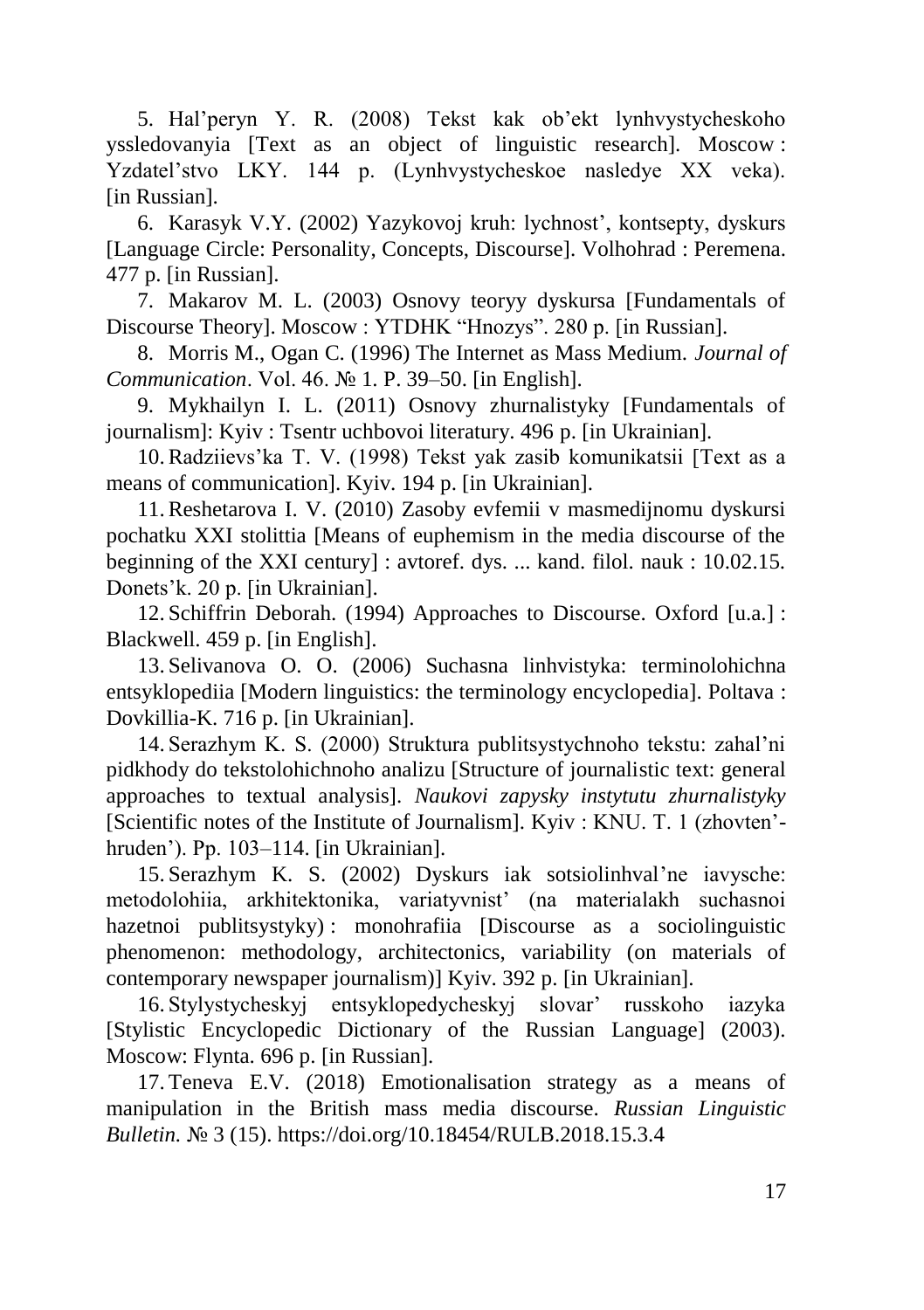5. Hal'peryn Y. R. (2008) Tekst kak ob'ekt lynhvystycheskoho yssledovanyia [Text as an object of linguistic research]. Moscow : Yzdatel'stvo LKY. 144 p. (Lynhvystycheskoe nasledye XX veka). [in Russian].

6. Karasyk V.Y. (2002) Yazykovoj kruh: lychnost', kontsepty, dyskurs [Language Circle: Personality, Concepts, Discourse]. Volhohrad : Peremena. 477 p. [in Russian].

7. Makarov M. L. (2003) Osnovy teoryy dyskursa [Fundamentals of Discourse Theory]. Moscow : YTDHK "Hnozys". 280 p. [in Russian].

8. Morris M., Ogan C. (1996) The Internet as Mass Medium. *Journal of Communication*. Vol. 46. № 1. P. 39–50. [in English].

9. Mykhailyn I. L. (2011) Osnovy zhurnalistyky [Fundamentals of journalism]: Kyiv : Tsentr uchbovoi literatury. 496 p. [in Ukrainian].

10. Radziievs'ka T. V. (1998) Tekst yak zasib komunikatsii [Text as a means of communication]. Kyiv. 194 p. [in Ukrainian].

11. Reshetarova I. V. (2010) Zasoby evfemii v masmedijnomu dyskursi pochatku XXI stolittia [Means of euphemism in the media discourse of the beginning of the XXI century] : avtoref. dys. ... kand. filol. nauk : 10.02.15. Donets'k. 20 p. [in Ukrainian].

12. Schiffrin Deborah. (1994) Approaches to Discourse. Oxford [u.a.] : Blackwell. 459 p. [in English].

13. Selivanova O. O. (2006) Suchasna linhvistyka: terminolohichna entsyklopediia [Modern linguistics: the terminology encyclopedia]. Poltava : Dovkillia-K. 716 p. [in Ukrainian].

14. Serazhym K. S. (2000) Struktura publitsystychnoho tekstu: zahal'ni pidkhody do tekstolohichnoho analizu [Structure of journalistic text: general approaches to textual analysis]. *Naukovi zapysky instytutu zhurnalistyky* [Scientific notes of the Institute of Journalism]. Kyiv : KNU. T. 1 (zhovten'-hruden'). Pp. 103–114. [in Ukrainian].

15. Serazhym K. S. (2002) Dyskurs iak sotsiolinhval'ne iavysche: metodolohiia, arkhitektonika, variatyvnist' (na materialakh suchasnoi hazetnoi publitsystyky) : monohrafiia [Discourse as a sociolinguistic phenomenon: methodology, architectonics, variability (on materials of contemporary newspaper journalism)] Kyiv. 392 p. [in Ukrainian].

16. Stylystycheskyj entsyklopedycheskyj slovar' russkoho iazyka [Stylistic Encyclopedic Dictionary of the Russian Language] (2003). Moscow: Flynta. 696 p. [in Russian].

17. Teneva E.V. (2018) Emotionalisation strategy as a means of manipulation in the British mass media discourse. *Russian Linguistic Bulletin.* № 3 (15). https://doi.org/10.18454/RULB.2018.15.3.4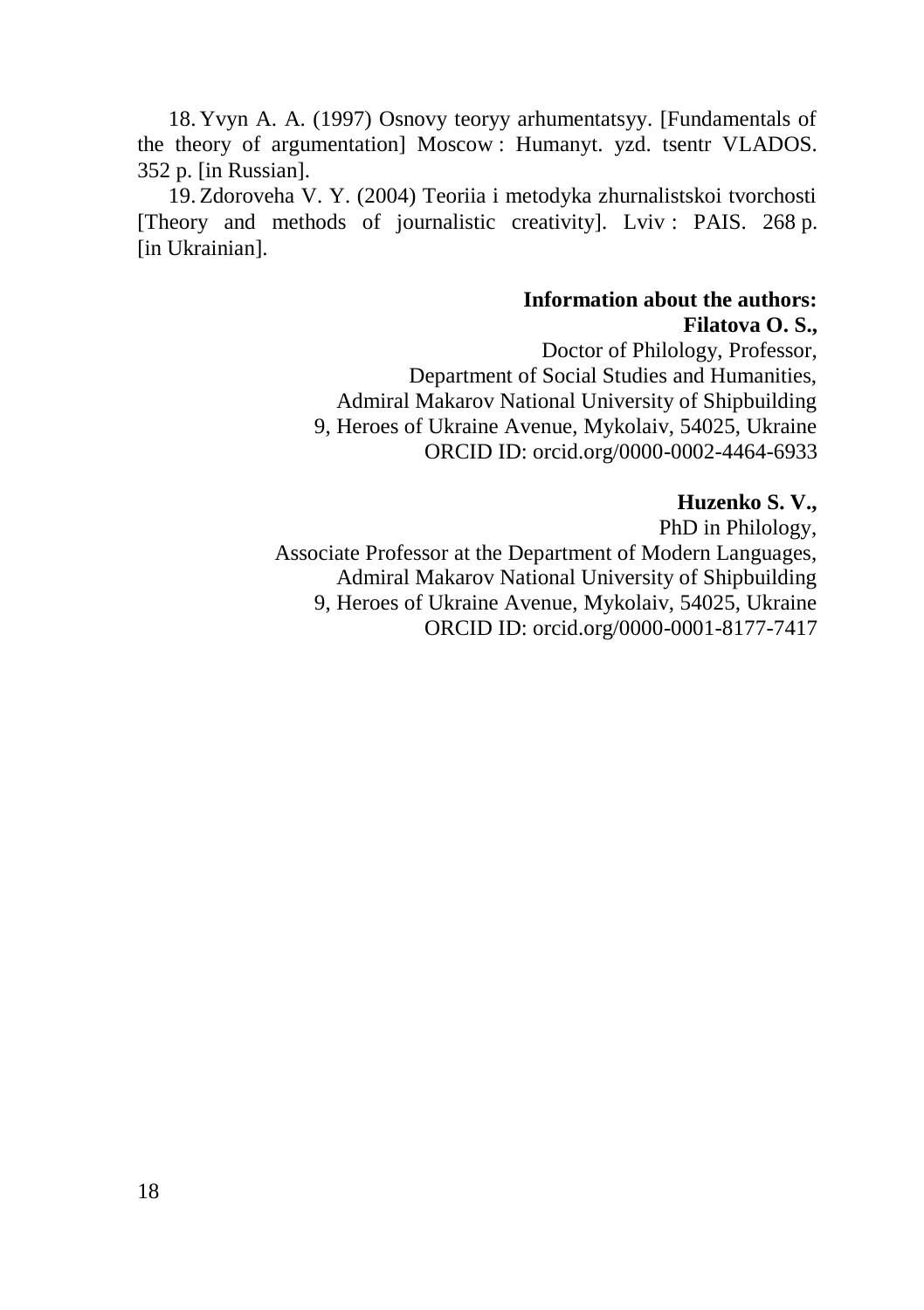18. Yvyn A. A. (1997) Osnovy teoryy arhumentatsyy. [Fundamentals of the theory of argumentation] Moscow : Humanyt. yzd. tsentr VLADOS. 352 p. [in Russian].

19. Zdoroveha V. Y. (2004) Teoriia i metodyka zhurnalistskoi tvorchosti [Theory and methods of journalistic creativity]. Lviv : PAIS. 268 p. [in Ukrainian].

**Information about the authors:**
**Filatova O. S.,**
Doctor of Philology, Professor,
Department of Social Studies and Humanities,
Admiral Makarov National University of Shipbuilding
9, Heroes of Ukraine Avenue, Mykolaiv, 54025, Ukraine
ORCID ID: orcid.org/0000-0002-4464-6933

**Huzenko S. V.,**
PhD in Philology,
Associate Professor at the Department of Modern Languages,
Admiral Makarov National University of Shipbuilding
9, Heroes of Ukraine Avenue, Mykolaiv, 54025, Ukraine
ORCID ID: orcid.org/0000-0001-8177-7417